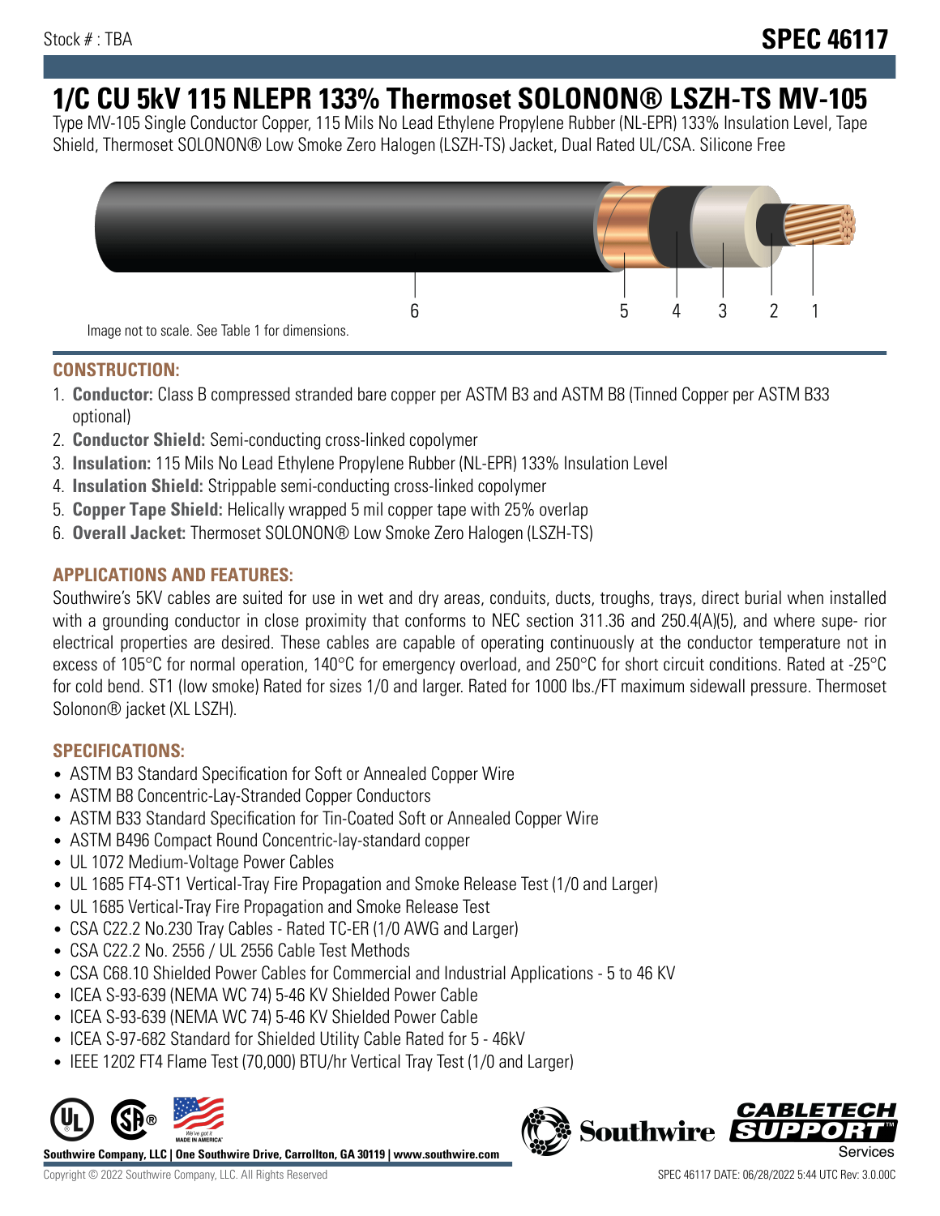Stock # : TBA

# SPEC 46117

## 1/C CU 5kV 115 NLEPR 133% Thermoset SOLONON® LSZH-TS MV-105

Type MV-105 Single Conductor Copper, 115 Mils No Lead Ethylene Propylene Rubber (NL-EPR) 133% Insulation Level, Tape Shield, Thermoset SOLONON® Low Smoke Zero Halogen (LSZH-TS) Jacket, Dual Rated UL/CSA. Silicone Free

6 5 4 3 2 1

Image not to scale. See Table 1 for dimensions.

### CONSTRUCTION:

1. **Conductor:** Class B compressed stranded bare copper per ASTM B3 and ASTM B8 (Tinned Copper per ASTM B33 optional)
2. **Conductor Shield:** Semi-conducting cross-linked copolymer
3. **Insulation:** 115 Mils No Lead Ethylene Propylene Rubber (NL-EPR) 133% Insulation Level
4. **Insulation Shield:** Strippable semi-conducting cross-linked copolymer
5. **Copper Tape Shield:** Helically wrapped 5 mil copper tape with 25% overlap
6. **Overall Jacket:** Thermoset SOLONON® Low Smoke Zero Halogen (LSZH-TS)

### APPLICATIONS AND FEATURES:

Southwire's 5KV cables are suited for use in wet and dry areas, conduits, ducts, troughs, trays, direct burial when installed with a grounding conductor in close proximity that conforms to NEC section 311.36 and 250.4(A)(5), and where supe- rior electrical properties are desired. These cables are capable of operating continuously at the conductor temperature not in excess of 105°C for normal operation, 140°C for emergency overload, and 250°C for short circuit conditions. Rated at -25°C for cold bend. ST1 (low smoke) Rated for sizes 1/0 and larger. Rated for 1000 lbs./FT maximum sidewall pressure. Thermoset Solonon® jacket (XL LSZH).

### SPECIFICATIONS:

- ASTM B3 Standard Specification for Soft or Annealed Copper Wire
- ASTM B8 Concentric-Lay-Stranded Copper Conductors
- ASTM B33 Standard Specification for Tin-Coated Soft or Annealed Copper Wire
- ASTM B496 Compact Round Concentric-lay-standard copper
- UL 1072 Medium-Voltage Power Cables
- UL 1685 FT4-ST1 Vertical-Tray Fire Propagation and Smoke Release Test (1/0 and Larger)
- UL 1685 Vertical-Tray Fire Propagation and Smoke Release Test
- CSA C22.2 No.230 Tray Cables - Rated TC-ER (1/0 AWG and Larger)
- CSA C22.2 No. 2556 / UL 2556 Cable Test Methods
- CSA C68.10 Shielded Power Cables for Commercial and Industrial Applications - 5 to 46 KV
- ICEA S-93-639 (NEMA WC 74) 5-46 KV Shielded Power Cable
- ICEA S-93-639 (NEMA WC 74) 5-46 KV Shielded Power Cable
- ICEA S-97-682 Standard for Shielded Utility Cable Rated for 5 - 46kV
- IEEE 1202 FT4 Flame Test (70,000) BTU/hr Vertical Tray Test (1/0 and Larger)

**Southwire Company, LLC | One Southwire Drive, Carrollton, GA 30119 | www.southwire.com**

Copyright © 2022 Southwire Company, LLC. All Rights Reserved

SPEC 46117 DATE: 06/28/2022 5:44 UTC Rev: 3.0.00C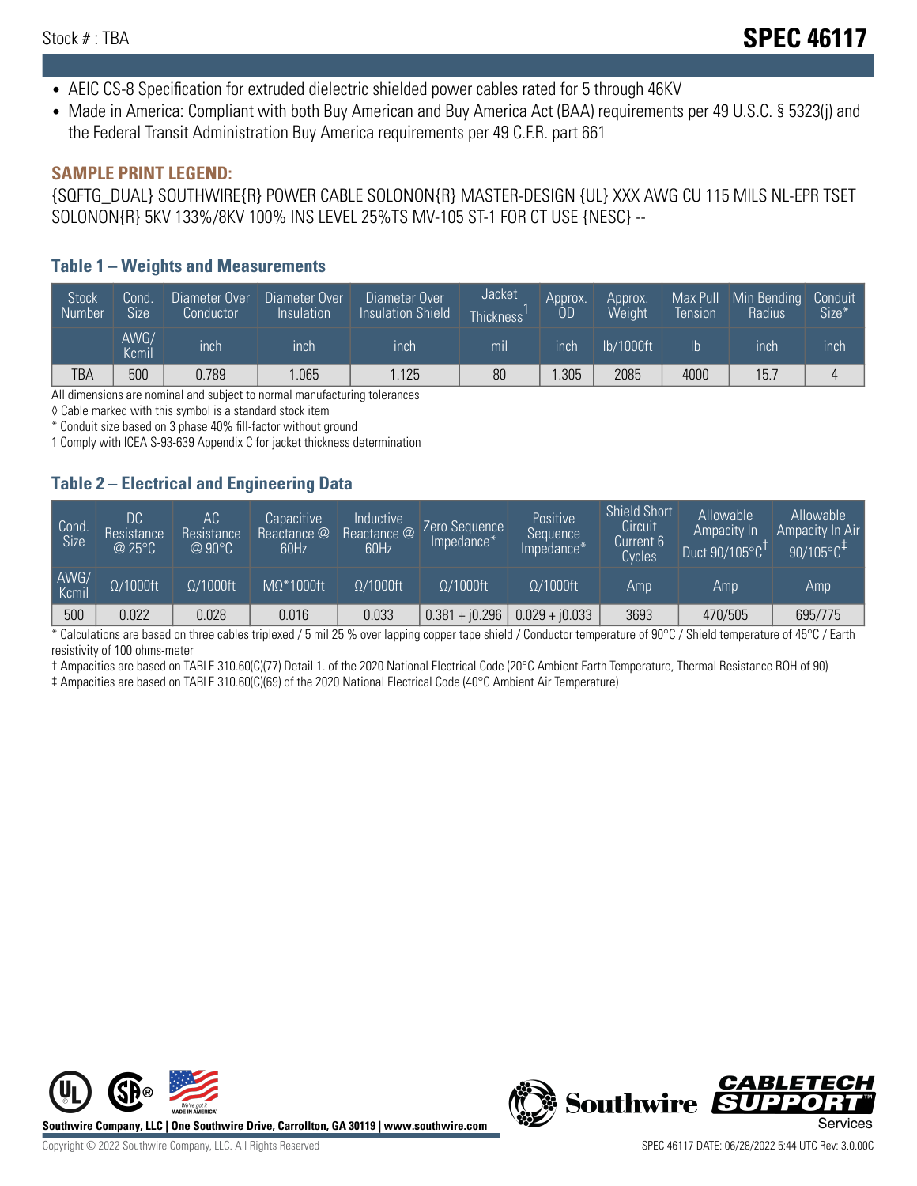Stock # : TBA

# SPEC 46117

- AEIC CS-8 Specification for extruded dielectric shielded power cables rated for 5 through 46KV
- Made in America: Compliant with both Buy American and Buy America Act (BAA) requirements per 49 U.S.C. § 5323(j) and the Federal Transit Administration Buy America requirements per 49 C.F.R. part 661

### SAMPLE PRINT LEGEND:

{SQFTG_DUAL} SOUTHWIRE{R} POWER CABLE SOLONON{R} MASTER-DESIGN {UL} XXX AWG CU 115 MILS NL-EPR TSET SOLONON{R} 5KV 133%/8KV 100% INS LEVEL 25%TS MV-105 ST-1 FOR CT USE {NESC} --

### Table 1 – Weights and Measurements

| Stock Number | Cond. Size | Diameter Over Conductor | Diameter Over Insulation | Diameter Over Insulation Shield | Jacket Thickness[1] | Approx. OD | Approx. Weight | Max Pull Tension | Min Bending Radius | Conduit Size* |
|---|---|---|---|---|---|---|---|---|---|---|
| | AWG/ Kcmil | inch | inch | inch | mil | inch | lb/1000ft | lb | inch | inch |
| TBA | 500 | 0.789 | 1.065 | 1.125 | 80 | 1.305 | 2085 | 4000 | 15.7 | 4 |

All dimensions are nominal and subject to normal manufacturing tolerances

◊ Cable marked with this symbol is a standard stock item

* Conduit size based on 3 phase 40% fill-factor without ground

1 Comply with ICEA S-93-639 Appendix C for jacket thickness determination

### Table 2 – Electrical and Engineering Data

| Cond. Size | DC Resistance @ 25°C | AC Resistance @ 90°C | Capacitive Reactance @ 60Hz | Inductive Reactance @ 60Hz | Zero Sequence Impedance* | Positive Sequence Impedance* | Shield Short Circuit Current 6 Cycles | Allowable Ampacity In Duct 90/105°C† | Allowable Ampacity In Air 90/105°C‡ |
|---|---|---|---|---|---|---|---|---|---|
| AWG/ Kcmil | Ω/1000ft | Ω/1000ft | MΩ*1000ft | Ω/1000ft | Ω/1000ft | Ω/1000ft | Amp | Amp | Amp |
| 500 | 0.022 | 0.028 | 0.016 | 0.033 | 0.381 + j0.296 | 0.029 + j0.033 | 3693 | 470/505 | 695/775 |

* Calculations are based on three cables triplexed / 5 mil 25 % over lapping copper tape shield / Conductor temperature of 90°C / Shield temperature of 45°C / Earth resistivity of 100 ohms-meter

† Ampacities are based on TABLE 310.60(C)(77) Detail 1. of the 2020 National Electrical Code (20°C Ambient Earth Temperature, Thermal Resistance ROH of 90)

‡ Ampacities are based on TABLE 310.60(C)(69) of the 2020 National Electrical Code (40°C Ambient Air Temperature)

Southwire Company, LLC | One Southwire Drive, Carrollton, GA 30119 | www.southwire.com

Copyright © 2022 Southwire Company, LLC. All Rights Reserved

SPEC 46117 DATE: 06/28/2022 5:44 UTC Rev: 3.0.00C